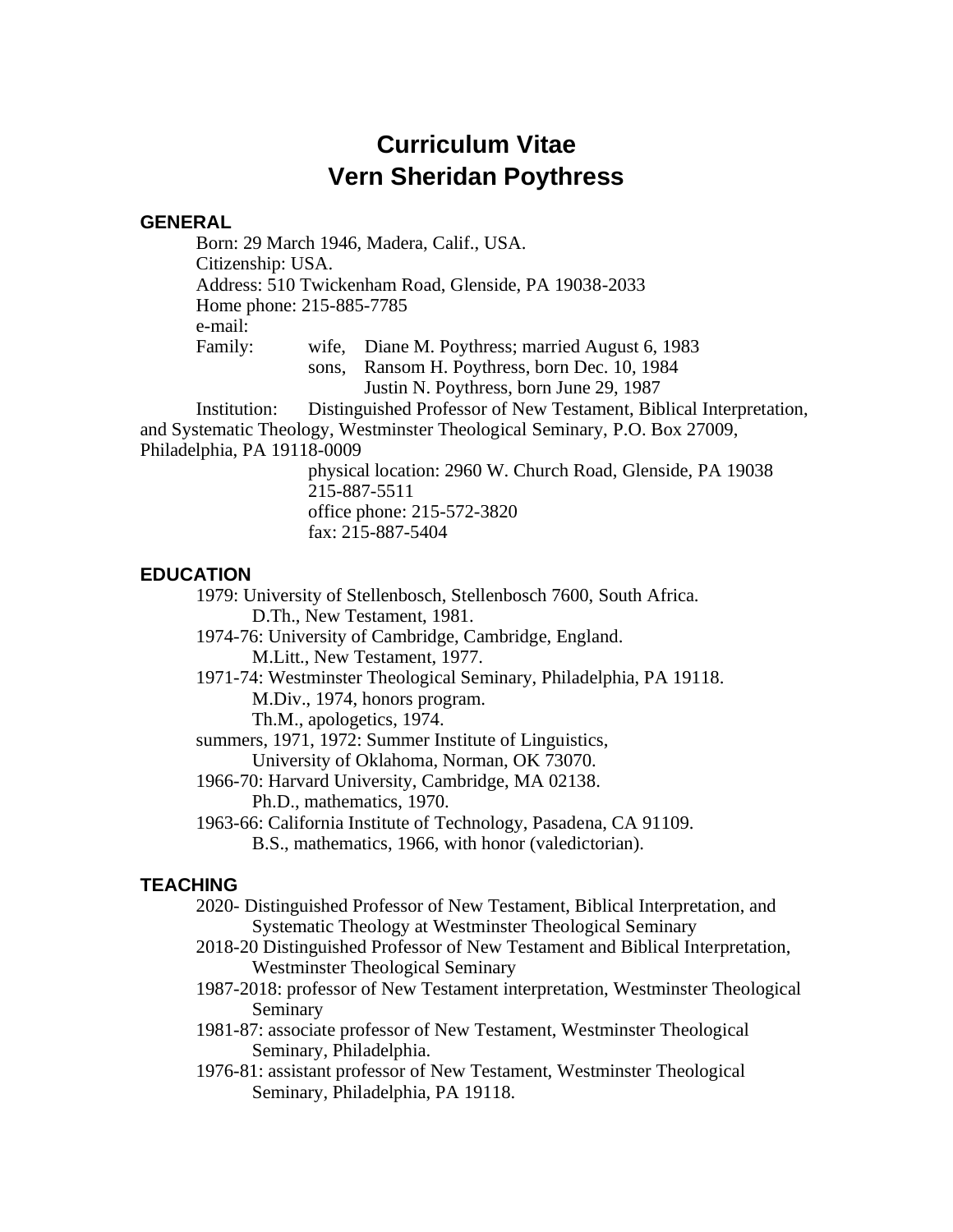# Curriculum Vitae
# Vern Sheridan Poythress

## GENERAL

Born: 29 March 1946, Madera, Calif., USA.
Citizenship: USA.
Address: 510 Twickenham Road, Glenside, PA 19038-2033
Home phone: 215-885-7785
e-mail:
Family: wife, Diane M. Poythress; married August 6, 1983
sons, Ransom H. Poythress, born Dec. 10, 1984
Justin N. Poythress, born June 29, 1987

Institution: Distinguished Professor of New Testament, Biblical Interpretation, and Systematic Theology, Westminster Theological Seminary, P.O. Box 27009, Philadelphia, PA 19118-0009
physical location: 2960 W. Church Road, Glenside, PA 19038
215-887-5511
office phone: 215-572-3820
fax: 215-887-5404

## EDUCATION

1979: University of Stellenbosch, Stellenbosch 7600, South Africa.
D.Th., New Testament, 1981.

1974-76: University of Cambridge, Cambridge, England.
M.Litt., New Testament, 1977.

1971-74: Westminster Theological Seminary, Philadelphia, PA 19118.
M.Div., 1974, honors program.
Th.M., apologetics, 1974.

summers, 1971, 1972: Summer Institute of Linguistics,
University of Oklahoma, Norman, OK 73070.

1966-70: Harvard University, Cambridge, MA 02138.
Ph.D., mathematics, 1970.

1963-66: California Institute of Technology, Pasadena, CA 91109.
B.S., mathematics, 1966, with honor (valedictorian).

## TEACHING

2020- Distinguished Professor of New Testament, Biblical Interpretation, and Systematic Theology at Westminster Theological Seminary

2018-20 Distinguished Professor of New Testament and Biblical Interpretation, Westminster Theological Seminary

1987-2018: professor of New Testament interpretation, Westminster Theological Seminary

1981-87: associate professor of New Testament, Westminster Theological Seminary, Philadelphia.

1976-81: assistant professor of New Testament, Westminster Theological Seminary, Philadelphia, PA 19118.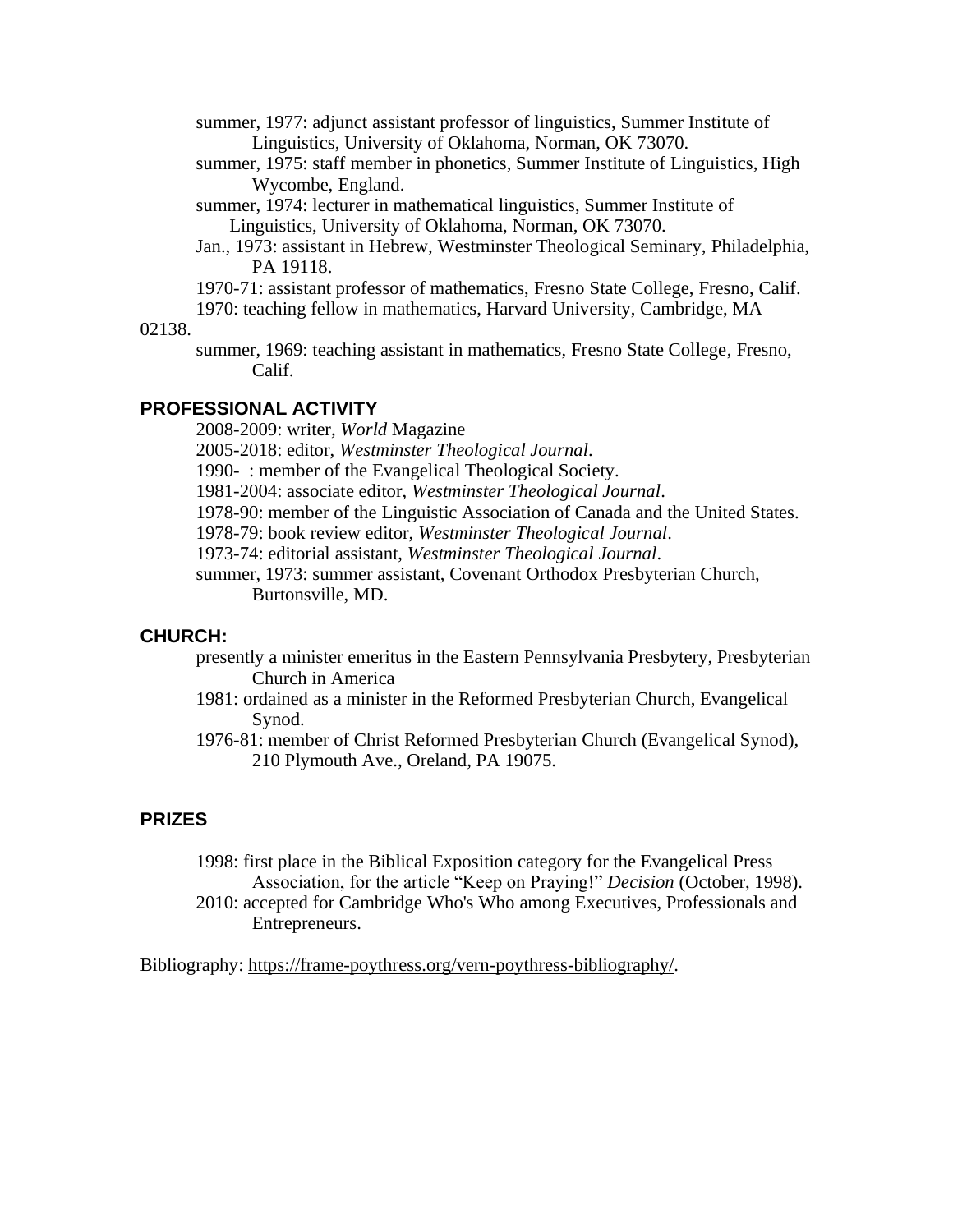summer, 1977: adjunct assistant professor of linguistics, Summer Institute of Linguistics, University of Oklahoma, Norman, OK 73070.

summer, 1975: staff member in phonetics, Summer Institute of Linguistics, High Wycombe, England.

summer, 1974: lecturer in mathematical linguistics, Summer Institute of Linguistics, University of Oklahoma, Norman, OK 73070.

Jan., 1973: assistant in Hebrew, Westminster Theological Seminary, Philadelphia, PA 19118.

1970-71: assistant professor of mathematics, Fresno State College, Fresno, Calif.

1970: teaching fellow in mathematics, Harvard University, Cambridge, MA 02138.

summer, 1969: teaching assistant in mathematics, Fresno State College, Fresno, Calif.

## PROFESSIONAL ACTIVITY

2008-2009: writer, *World* Magazine

2005-2018: editor, *Westminster Theological Journal*.

1990- : member of the Evangelical Theological Society.

1981-2004: associate editor, *Westminster Theological Journal*.

1978-90: member of the Linguistic Association of Canada and the United States.

1978-79: book review editor, *Westminster Theological Journal*.

1973-74: editorial assistant, *Westminster Theological Journal*.

summer, 1973: summer assistant, Covenant Orthodox Presbyterian Church, Burtonsville, MD.

## CHURCH:

presently a minister emeritus in the Eastern Pennsylvania Presbytery, Presbyterian Church in America

1981: ordained as a minister in the Reformed Presbyterian Church, Evangelical Synod.

1976-81: member of Christ Reformed Presbyterian Church (Evangelical Synod), 210 Plymouth Ave., Oreland, PA 19075.

## PRIZES

1998: first place in the Biblical Exposition category for the Evangelical Press Association, for the article "Keep on Praying!" *Decision* (October, 1998).

2010: accepted for Cambridge Who's Who among Executives, Professionals and Entrepreneurs.

Bibliography: https://frame-poythress.org/vern-poythress-bibliography/.